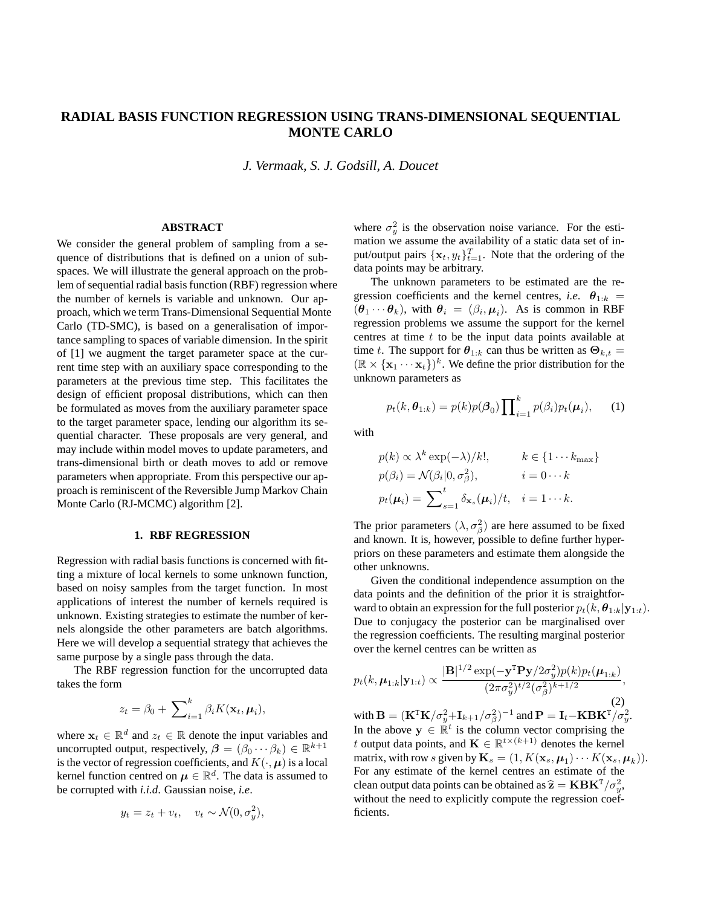# RADIAL BASIS FUNCTION REGRESSION USING TRANS-DIMENSIONAL SEQUENTIAL MONTE CARLO

*J. Vermaak, S. J. Godsill, A. Doucet*

## ABSTRACT

We consider the general problem of sampling from a sequence of distributions that is defined on a union of subspaces. We will illustrate the general approach on the problem of sequential radial basis function (RBF) regression where the number of kernels is variable and unknown. Our approach, which we term Trans-Dimensional Sequential Monte Carlo (TD-SMC), is based on a generalisation of importance sampling to spaces of variable dimension. In the spirit of [1] we augment the target parameter space at the current time step with an auxiliary space corresponding to the parameters at the previous time step. This facilitates the design of efficient proposal distributions, which can then be formulated as moves from the auxiliary parameter space to the target parameter space, lending our algorithm its sequential character. These proposals are very general, and may include within model moves to update parameters, and trans-dimensional birth or death moves to add or remove parameters when appropriate. From this perspective our approach is reminiscent of the Reversible Jump Markov Chain Monte Carlo (RJ-MCMC) algorithm [2].

## 1. RBF REGRESSION

Regression with radial basis functions is concerned with fitting a mixture of local kernels to some unknown function, based on noisy samples from the target function. In most applications of interest the number of kernels required is unknown. Existing strategies to estimate the number of kernels alongside the other parameters are batch algorithms. Here we will develop a sequential strategy that achieves the same purpose by a single pass through the data.

The RBF regression function for the uncorrupted data takes the form

$$z_t = \beta_0 + \sum\nolimits_{i=1}^{k} \beta_i K(\mathbf{x}_t, \boldsymbol{\mu}_i),$$

where $\mathbf{x}_t \in \mathbb{R}^d$ and $z_t \in \mathbb{R}$ denote the input variables and uncorrupted output, respectively, $\boldsymbol{\beta} = (\beta_0 \cdots \beta_k) \in \mathbb{R}^{k+1}$ is the vector of regression coefficients, and $K(\cdot, \boldsymbol{\mu})$ is a local kernel function centred on $\boldsymbol{\mu} \in \mathbb{R}^d$. The data is assumed to be corrupted with *i.i.d.* Gaussian noise, *i.e.*

$$y_t = z_t + v_t, \quad v_t \sim \mathcal{N}(0, \sigma_y^2),$$

where $\sigma_y^2$ is the observation noise variance. For the estimation we assume the availability of a static data set of input/output pairs $\{\mathbf{x}_t, y_t\}_{t=1}^{T}$. Note that the ordering of the data points may be arbitrary.

The unknown parameters to be estimated are the regression coefficients and the kernel centres, *i.e.* $\boldsymbol{\theta}_{1:k} = (\boldsymbol{\theta}_1 \cdots \boldsymbol{\theta}_k)$, with $\boldsymbol{\theta}_i = (\beta_i, \boldsymbol{\mu}_i)$. As is common in RBF regression problems we assume the support for the kernel centres at time $t$ to be the input data points available at time $t$. The support for $\boldsymbol{\theta}_{1:k}$ can thus be written as $\boldsymbol{\Theta}_{k,t} = (\mathbb{R} \times \{\mathbf{x}_1 \cdots \mathbf{x}_t\})^k$. We define the prior distribution for the unknown parameters as

$$p_t(k, \boldsymbol{\theta}_{1:k}) = p(k)p(\boldsymbol{\beta}_0)\prod\nolimits_{i=1}^{k} p(\beta_i)p_t(\boldsymbol{\mu}_i), \qquad (1)$$

with

$$\begin{aligned} &p(k) \propto \lambda^k \exp(-\lambda)/k!, && k \in \{1 \cdots k_{\max}\} \\ &p(\beta_i) = \mathcal{N}(\beta_i|0, \sigma_\beta^2), && i = 0 \cdots k \\ &p_t(\boldsymbol{\mu}_i) = \sum\nolimits_{s=1}^{t} \delta_{\mathbf{x}_s}(\boldsymbol{\mu}_i)/t, && i = 1 \cdots k. \end{aligned}$$

The prior parameters $(\lambda, \sigma_\beta^2)$ are here assumed to be fixed and known. It is, however, possible to define further hyperpriors on these parameters and estimate them alongside the other unknowns.

Given the conditional independence assumption on the data points and the definition of the prior it is straightforward to obtain an expression for the full posterior $p_t(k, \boldsymbol{\theta}_{1:k}|\mathbf{y}_{1:t})$. Due to conjugacy the posterior can be marginalised over the regression coefficients. The resulting marginal posterior over the kernel centres can be written as

$$p_t(k, \boldsymbol{\mu}_{1:k}|\mathbf{y}_{1:t}) \propto \frac{|\mathbf{B}|^{1/2} \exp(-\mathbf{y}^{\mathrm{T}}\mathbf{P}\mathbf{y}/2\sigma_y^2)p(k)p_t(\boldsymbol{\mu}_{1:k})}{(2\pi\sigma_y^2)^{t/2}(\sigma_\beta^2)^{k+1/2}}, \qquad (2)$$

with $\mathbf{B} = (\mathbf{K}^{\mathrm{T}}\mathbf{K}/\sigma_y^2 + \mathbf{I}_{k+1}/\sigma_\beta^2)^{-1}$ and $\mathbf{P} = \mathbf{I}_t - \mathbf{K}\mathbf{B}\mathbf{K}^{\mathrm{T}}/\sigma_y^2$. In the above $\mathbf{y} \in \mathbb{R}^t$ is the column vector comprising the $t$ output data points, and $\mathbf{K} \in \mathbb{R}^{t \times (k+1)}$ denotes the kernel matrix, with row $s$ given by $\mathbf{K}_s = (1, K(\mathbf{x}_s, \boldsymbol{\mu}_1) \cdots K(\mathbf{x}_s, \boldsymbol{\mu}_k))$. For any estimate of the kernel centres an estimate of the clean output data points can be obtained as $\widehat{\mathbf{z}} = \mathbf{K}\mathbf{B}\mathbf{K}^{\mathrm{T}}/\sigma_y^2$, without the need to explicitly compute the regression coefficients.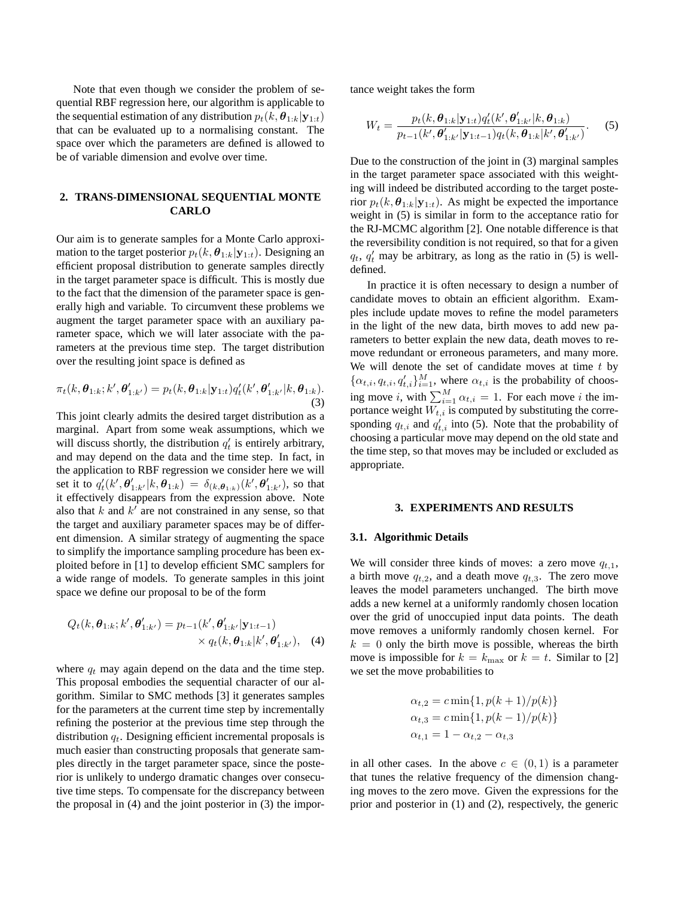Note that even though we consider the problem of sequential RBF regression here, our algorithm is applicable to the sequential estimation of any distribution $p_t(k, \boldsymbol{\theta}_{1:k}|\mathbf{y}_{1:t})$ that can be evaluated up to a normalising constant. The space over which the parameters are defined is allowed to be of variable dimension and evolve over time.

## 2. TRANS-DIMENSIONAL SEQUENTIAL MONTE CARLO

Our aim is to generate samples for a Monte Carlo approximation to the target posterior $p_t(k, \boldsymbol{\theta}_{1:k}|\mathbf{y}_{1:t})$. Designing an efficient proposal distribution to generate samples directly in the target parameter space is difficult. This is mostly due to the fact that the dimension of the parameter space is generally high and variable. To circumvent these problems we augment the target parameter space with an auxiliary parameter space, which we will later associate with the parameters at the previous time step. The target distribution over the resulting joint space is defined as

$$\pi_t(k, \boldsymbol{\theta}_{1:k}; k', \boldsymbol{\theta}'_{1:k'}) = p_t(k, \boldsymbol{\theta}_{1:k}|\mathbf{y}_{1:t}) q'_t(k', \boldsymbol{\theta}'_{1:k'}|k, \boldsymbol{\theta}_{1:k}). \quad (3)$$

This joint clearly admits the desired target distribution as a marginal. Apart from some weak assumptions, which we will discuss shortly, the distribution $q'_t$ is entirely arbitrary, and may depend on the data and the time step. In fact, in the application to RBF regression we consider here we will set it to $q'_t(k', \boldsymbol{\theta}'_{1:k'}|k, \boldsymbol{\theta}_{1:k}) = \delta_{(k,\boldsymbol{\theta}_{1:k})}(k', \boldsymbol{\theta}'_{1:k'})$, so that it effectively disappears from the expression above. Note also that $k$ and $k'$ are not constrained in any sense, so that the target and auxiliary parameter spaces may be of different dimension. A similar strategy of augmenting the space to simplify the importance sampling procedure has been exploited before in [1] to develop efficient SMC samplers for a wide range of models. To generate samples in this joint space we define our proposal to be of the form

$$Q_t(k, \boldsymbol{\theta}_{1:k}; k', \boldsymbol{\theta}'_{1:k'}) = p_{t-1}(k', \boldsymbol{\theta}'_{1:k'}|\mathbf{y}_{1:t-1}) \times q_t(k, \boldsymbol{\theta}_{1:k}|k', \boldsymbol{\theta}'_{1:k'}), \quad (4)$$

where $q_t$ may again depend on the data and the time step. This proposal embodies the sequential character of our algorithm. Similar to SMC methods [3] it generates samples for the parameters at the current time step by incrementally refining the posterior at the previous time step through the distribution $q_t$. Designing efficient incremental proposals is much easier than constructing proposals that generate samples directly in the target parameter space, since the posterior is unlikely to undergo dramatic changes over consecutive time steps. To compensate for the discrepancy between the proposal in (4) and the joint posterior in (3) the importance weight takes the form

$$W_t = \frac{p_t(k, \boldsymbol{\theta}_{1:k}|\mathbf{y}_{1:t}) q'_t(k', \boldsymbol{\theta}'_{1:k'}|k, \boldsymbol{\theta}_{1:k})}{p_{t-1}(k', \boldsymbol{\theta}'_{1:k'}|\mathbf{y}_{1:t-1}) q_t(k, \boldsymbol{\theta}_{1:k}|k', \boldsymbol{\theta}'_{1:k'})}. \quad (5)$$

Due to the construction of the joint in (3) marginal samples in the target parameter space associated with this weighting will indeed be distributed according to the target posterior $p_t(k, \boldsymbol{\theta}_{1:k}|\mathbf{y}_{1:t})$. As might be expected the importance weight in (5) is similar in form to the acceptance ratio for the RJ-MCMC algorithm [2]. One notable difference is that the reversibility condition is not required, so that for a given $q_t$, $q'_t$ may be arbitrary, as long as the ratio in (5) is well-defined.

In practice it is often necessary to design a number of candidate moves to obtain an efficient algorithm. Examples include update moves to refine the model parameters in the light of the new data, birth moves to add new parameters to better explain the new data, death moves to remove redundant or erroneous parameters, and many more. We will denote the set of candidate moves at time $t$ by $\{\alpha_{t,i}, q_{t,i}, q'_{t,i}\}_{i=1}^{M}$, where $\alpha_{t,i}$ is the probability of choosing move $i$, with $\sum_{i=1}^{M} \alpha_{t,i} = 1$. For each move $i$ the importance weight $W_{t,i}$ is computed by substituting the corresponding $q_{t,i}$ and $q'_{t,i}$ into (5). Note that the probability of choosing a particular move may depend on the old state and the time step, so that moves may be included or excluded as appropriate.

## 3. EXPERIMENTS AND RESULTS

### 3.1. Algorithmic Details

We will consider three kinds of moves: a zero move $q_{t,1}$, a birth move $q_{t,2}$, and a death move $q_{t,3}$. The zero move leaves the model parameters unchanged. The birth move adds a new kernel at a uniformly randomly chosen location over the grid of unoccupied input data points. The death move removes a uniformly randomly chosen kernel. For $k = 0$ only the birth move is possible, whereas the birth move is impossible for $k = k_{\max}$ or $k = t$. Similar to [2] we set the move probabilities to

$$\alpha_{t,2} = c \min\{1, p(k+1)/p(k)\}$$
$$\alpha_{t,3} = c \min\{1, p(k-1)/p(k)\}$$
$$\alpha_{t,1} = 1 - \alpha_{t,2} - \alpha_{t,3}$$

in all other cases. In the above $c \in (0, 1)$ is a parameter that tunes the relative frequency of the dimension changing moves to the zero move. Given the expressions for the prior and posterior in (1) and (2), respectively, the generic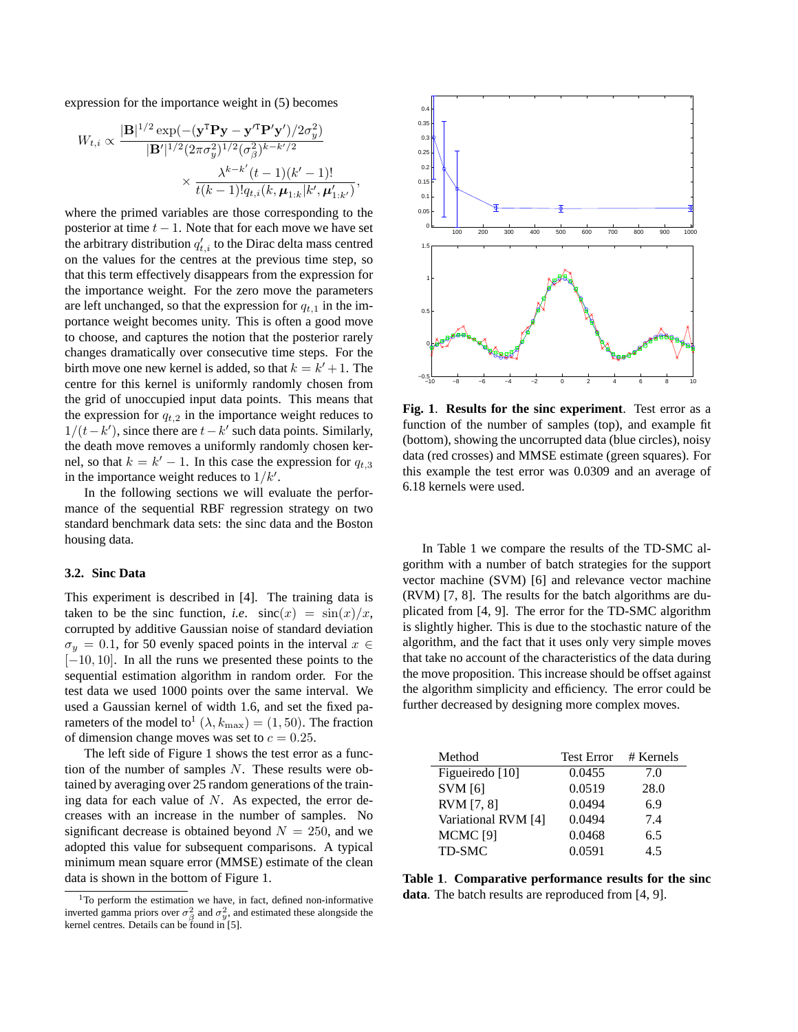expression for the importance weight in (5) becomes

$$W_{t,i} \propto \frac{|\mathbf{B}|^{1/2} \exp(-(\mathbf{y}^{\mathrm{T}}\mathbf{P}\mathbf{y} - \mathbf{y}'^{\mathrm{T}}\mathbf{P}'\mathbf{y}')/2\sigma_y^2)}{|\mathbf{B}'|^{1/2}(2\pi\sigma_y^2)^{1/2}(\sigma_\beta^2)^{k-k'/2}} \times \frac{\lambda^{k-k'}(t-1)(k'-1)!}{t(k-1)!q_{t,i}(k,\boldsymbol{\mu}_{1:k}|k',\boldsymbol{\mu}'_{1:k'})},$$

where the primed variables are those corresponding to the posterior at time $t-1$. Note that for each move we have set the arbitrary distribution $q'_{t,i}$ to the Dirac delta mass centred on the values for the centres at the previous time step, so that this term effectively disappears from the expression for the importance weight. For the zero move the parameters are left unchanged, so that the expression for $q_{t,1}$ in the importance weight becomes unity. This is often a good move to choose, and captures the notion that the posterior rarely changes dramatically over consecutive time steps. For the birth move one new kernel is added, so that $k = k'+1$. The centre for this kernel is uniformly randomly chosen from the grid of unoccupied input data points. This means that the expression for $q_{t,2}$ in the importance weight reduces to $1/(t-k')$, since there are $t-k'$ such data points. Similarly, the death move removes a uniformly randomly chosen kernel, so that $k = k'-1$. In this case the expression for $q_{t,3}$ in the importance weight reduces to $1/k'$.

In the following sections we will evaluate the performance of the sequential RBF regression strategy on two standard benchmark data sets: the sinc data and the Boston housing data.

### 3.2. Sinc Data

This experiment is described in [4]. The training data is taken to be the sinc function, *i.e.* $\mathrm{sinc}(x) = \sin(x)/x$, corrupted by additive Gaussian noise of standard deviation $\sigma_y = 0.1$, for 50 evenly spaced points in the interval $x \in [-10, 10]$. In all the runs we presented these points to the sequential estimation algorithm in random order. For the test data we used 1000 points over the same interval. We used a Gaussian kernel of width 1.6, and set the fixed parameters of the model to[1] $(\lambda, k_{\max}) = (1, 50)$. The fraction of dimension change moves was set to $c = 0.25$.

The left side of Figure 1 shows the test error as a function of the number of samples $N$. These results were obtained by averaging over 25 random generations of the training data for each value of $N$. As expected, the error decreases with an increase in the number of samples. No significant decrease is obtained beyond $N = 250$, and we adopted this value for subsequent comparisons. A typical minimum mean square error (MMSE) estimate of the clean data is shown in the bottom of Figure 1.

[1] To perform the estimation we have, in fact, defined non-informative inverted gamma priors over $\sigma_\beta^2$ and $\sigma_y^2$, and estimated these alongside the kernel centres. Details can be found in [5].

**Fig. 1**. **Results for the sinc experiment**. Test error as a function of the number of samples (top), and example fit (bottom), showing the uncorrupted data (blue circles), noisy data (red crosses) and MMSE estimate (green squares). For this example the test error was 0.0309 and an average of 6.18 kernels were used.

In Table 1 we compare the results of the TD-SMC algorithm with a number of batch strategies for the support vector machine (SVM) [6] and relevance vector machine (RVM) [7, 8]. The results for the batch algorithms are duplicated from [4, 9]. The error for the TD-SMC algorithm is slightly higher. This is due to the stochastic nature of the algorithm, and the fact that it uses only very simple moves that take no account of the characteristics of the data during the move proposition. This increase should be offset against the algorithm simplicity and efficiency. The error could be further decreased by designing more complex moves.

| Method | Test Error | # Kernels |
|---|---|---|
| Figueiredo [10] | 0.0455 | 7.0 |
| SVM [6] | 0.0519 | 28.0 |
| RVM [7, 8] | 0.0494 | 6.9 |
| Variational RVM [4] | 0.0494 | 7.4 |
| MCMC [9] | 0.0468 | 6.5 |
| TD-SMC | 0.0591 | 4.5 |

**Table 1**. **Comparative performance results for the sinc data**. The batch results are reproduced from [4, 9].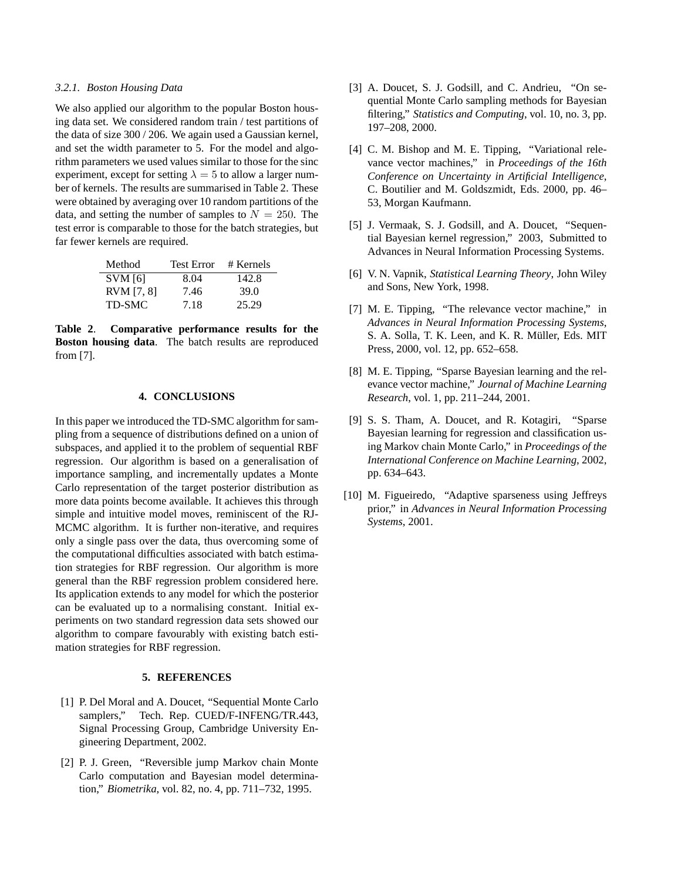#### 3.2.1. Boston Housing Data

We also applied our algorithm to the popular Boston housing data set. We considered random train / test partitions of the data of size 300 / 206. We again used a Gaussian kernel, and set the width parameter to 5. For the model and algorithm parameters we used values similar to those for the sinc experiment, except for setting $\lambda = 5$ to allow a larger number of kernels. The results are summarised in Table 2. These were obtained by averaging over 10 random partitions of the data, and setting the number of samples to $N = 250$. The test error is comparable to those for the batch strategies, but far fewer kernels are required.

| Method | Test Error | # Kernels |
|---|---|---|
| SVM [6] | 8.04 | 142.8 |
| RVM [7, 8] | 7.46 | 39.0 |
| TD-SMC | 7.18 | 25.29 |

**Table 2**. **Comparative performance results for the Boston housing data**. The batch results are reproduced from [7].

## 4. CONCLUSIONS

In this paper we introduced the TD-SMC algorithm for sampling from a sequence of distributions defined on a union of subspaces, and applied it to the problem of sequential RBF regression. Our algorithm is based on a generalisation of importance sampling, and incrementally updates a Monte Carlo representation of the target posterior distribution as more data points become available. It achieves this through simple and intuitive model moves, reminiscent of the RJ-MCMC algorithm. It is further non-iterative, and requires only a single pass over the data, thus overcoming some of the computational difficulties associated with batch estimation strategies for RBF regression. Our algorithm is more general than the RBF regression problem considered here. Its application extends to any model for which the posterior can be evaluated up to a normalising constant. Initial experiments on two standard regression data sets showed our algorithm to compare favourably with existing batch estimation strategies for RBF regression.

## 5. REFERENCES

[1] P. Del Moral and A. Doucet, "Sequential Monte Carlo samplers," Tech. Rep. CUED/F-INFENG/TR.443, Signal Processing Group, Cambridge University Engineering Department, 2002.

[2] P. J. Green, "Reversible jump Markov chain Monte Carlo computation and Bayesian model determination," *Biometrika*, vol. 82, no. 4, pp. 711–732, 1995.

[3] A. Doucet, S. J. Godsill, and C. Andrieu, "On sequential Monte Carlo sampling methods for Bayesian filtering," *Statistics and Computing*, vol. 10, no. 3, pp. 197–208, 2000.

[4] C. M. Bishop and M. E. Tipping, "Variational relevance vector machines," in *Proceedings of the 16th Conference on Uncertainty in Artificial Intelligence*, C. Boutilier and M. Goldszmidt, Eds. 2000, pp. 46–53, Morgan Kaufmann.

[5] J. Vermaak, S. J. Godsill, and A. Doucet, "Sequential Bayesian kernel regression," 2003, Submitted to Advances in Neural Information Processing Systems.

[6] V. N. Vapnik, *Statistical Learning Theory*, John Wiley and Sons, New York, 1998.

[7] M. E. Tipping, "The relevance vector machine," in *Advances in Neural Information Processing Systems*, S. A. Solla, T. K. Leen, and K. R. Müller, Eds. MIT Press, 2000, vol. 12, pp. 652–658.

[8] M. E. Tipping, "Sparse Bayesian learning and the relevance vector machine," *Journal of Machine Learning Research*, vol. 1, pp. 211–244, 2001.

[9] S. S. Tham, A. Doucet, and R. Kotagiri, "Sparse Bayesian learning for regression and classification using Markov chain Monte Carlo," in *Proceedings of the International Conference on Machine Learning*, 2002, pp. 634–643.

[10] M. Figueiredo, "Adaptive sparseness using Jeffreys prior," in *Advances in Neural Information Processing Systems*, 2001.